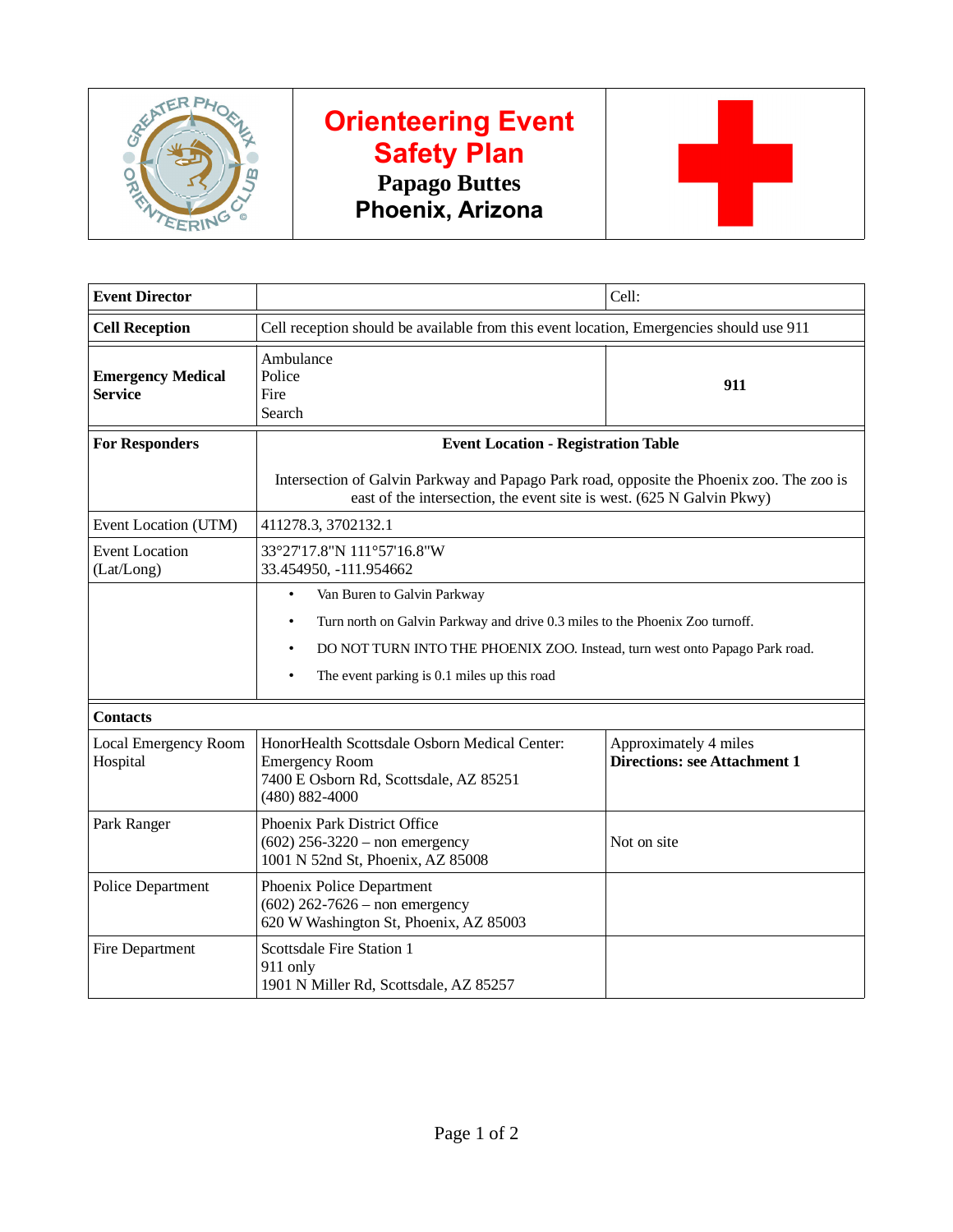# Orienteering Event Safety Plan

## Papago Buttes

## Phoenix, Arizona

| | | |
|---|---|---|
| **Event Director** | | Cell: |
| **Cell Reception** | Cell reception should be available from this event location, Emergencies should use 911 | |
| **Emergency Medical Service** | Ambulance<br>Police<br>Fire<br>Search | **911** |
| **For Responders** | **Event Location - Registration Table**<br><br>Intersection of Galvin Parkway and Papago Park road, opposite the Phoenix zoo. The zoo is east of the intersection, the event site is west. (625 N Galvin Pkwy) | |
| Event Location (UTM) | 411278.3, 3702132.1 | |
| Event Location (Lat/Long) | 33°27'17.8"N 111°57'16.8"W<br>33.454950, -111.954662 | |
| | • Van Buren to Galvin Parkway<br>• Turn north on Galvin Parkway and drive 0.3 miles to the Phoenix Zoo turnoff.<br>• DO NOT TURN INTO THE PHOENIX ZOO. Instead, turn west onto Papago Park road.<br>• The event parking is 0.1 miles up this road | |
| **Contacts** | | |
| Local Emergency Room Hospital | HonorHealth Scottsdale Osborn Medical Center: Emergency Room<br>7400 E Osborn Rd, Scottsdale, AZ 85251<br>(480) 882-4000 | Approximately 4 miles<br>**Directions: see Attachment 1** |
| Park Ranger | Phoenix Park District Office<br>(602) 256-3220 – non emergency<br>1001 N 52nd St, Phoenix, AZ 85008 | Not on site |
| Police Department | Phoenix Police Department<br>(602) 262-7626 – non emergency<br>620 W Washington St, Phoenix, AZ 85003 | |
| Fire Department | Scottsdale Fire Station 1<br>911 only<br>1901 N Miller Rd, Scottsdale, AZ 85257 | |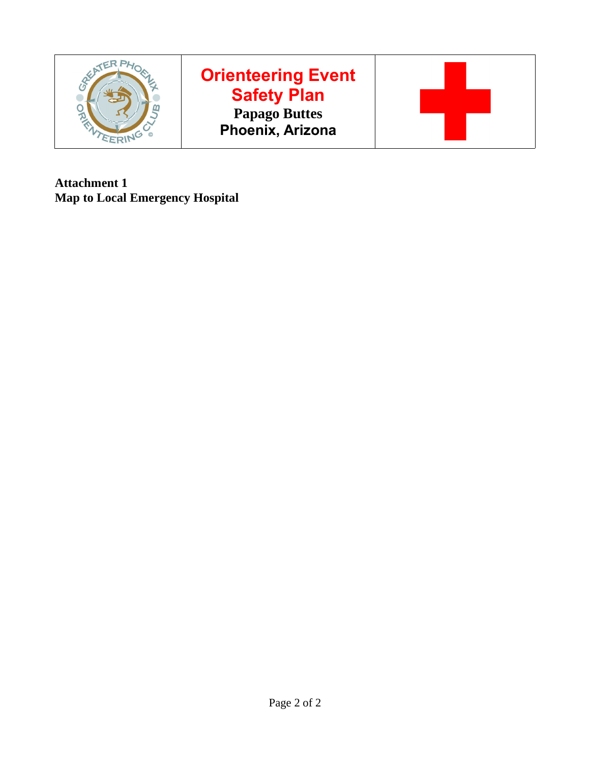| | Orienteering Event Safety Plan<br>Papago Buttes<br>Phoenix, Arizona | |
|---|---|---|

**Attachment 1**
**Map to Local Emergency Hospital**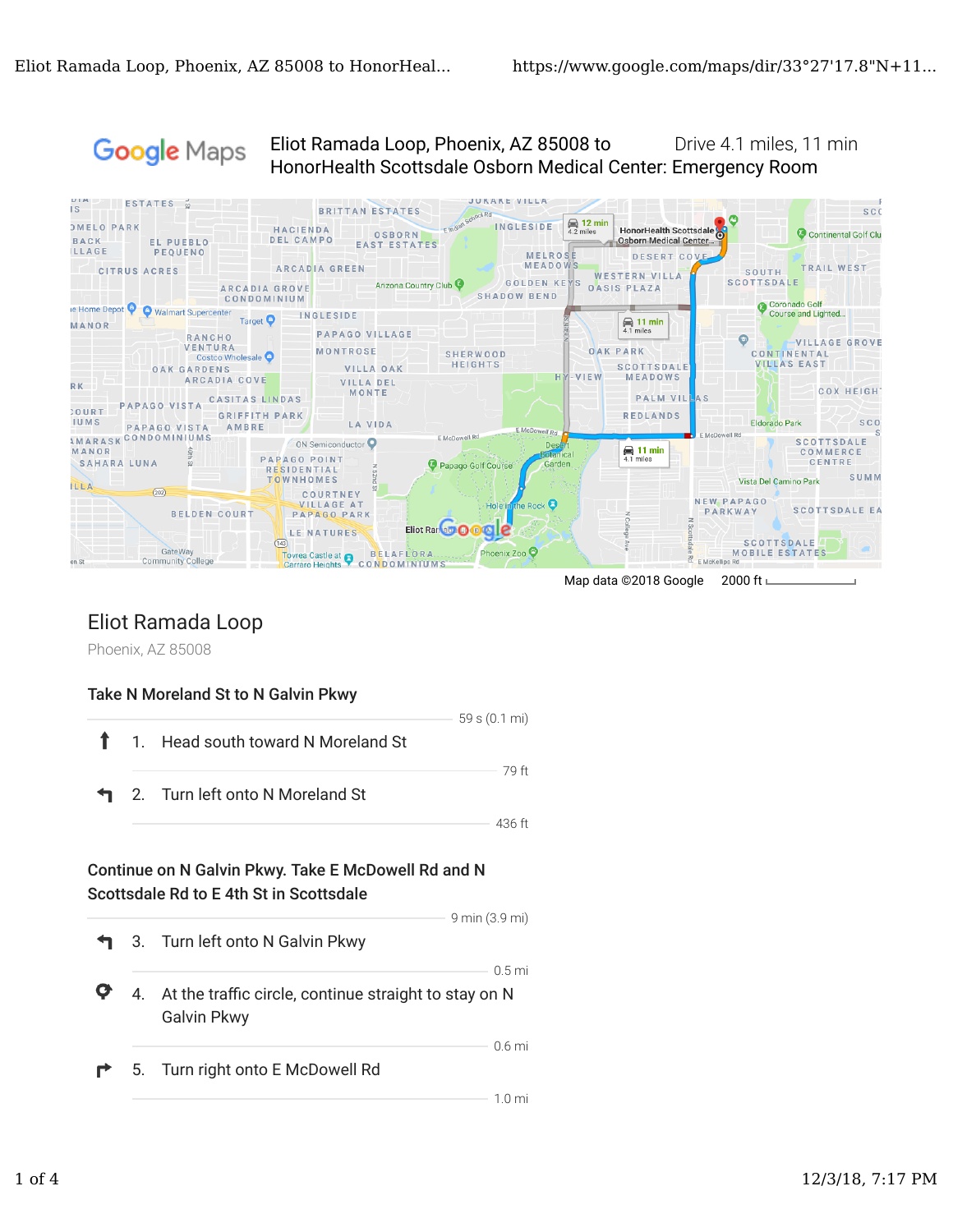Google Maps

Eliot Ramada Loop, Phoenix, AZ 85008 to HonorHealth Scottsdale Osborn Medical Center: Emergency Room

Drive 4.1 miles, 11 min

Map data ©2018 Google 2000 ft

## Eliot Ramada Loop

Phoenix, AZ 85008

### Take N Moreland St to N Galvin Pkwy

59 s (0.1 mi)

1. Head south toward N Moreland St

79 ft

2. Turn left onto N Moreland St

436 ft

### Continue on N Galvin Pkwy. Take E McDowell Rd and N Scottsdale Rd to E 4th St in Scottsdale

9 min (3.9 mi)

3. Turn left onto N Galvin Pkwy

0.5 mi

4. At the traffic circle, continue straight to stay on N Galvin Pkwy

0.6 mi

5. Turn right onto E McDowell Rd

1.0 mi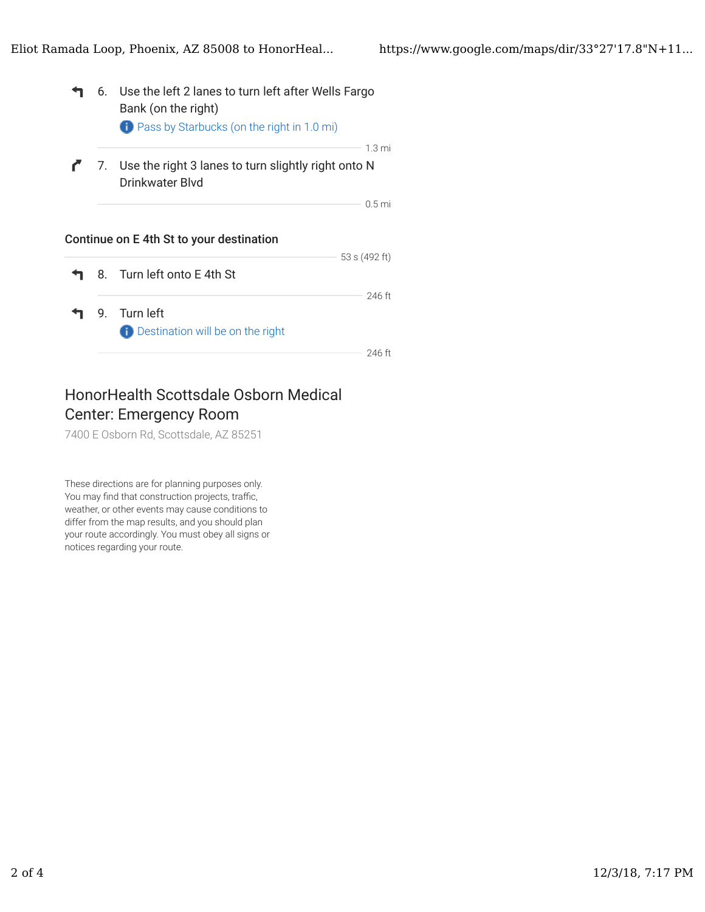6. Use the left 2 lanes to turn left after Wells Fargo Bank (on the right)

   Pass by Starbucks (on the right in 1.0 mi)

   1.3 mi

7. Use the right 3 lanes to turn slightly right onto N Drinkwater Blvd

   0.5 mi

**Continue on E 4th St to your destination**

53 s (492 ft)

8. Turn left onto E 4th St

   246 ft

9. Turn left

   Destination will be on the right

   246 ft

## HonorHealth Scottsdale Osborn Medical Center: Emergency Room

7400 E Osborn Rd, Scottsdale, AZ 85251

These directions are for planning purposes only. You may find that construction projects, traffic, weather, or other events may cause conditions to differ from the map results, and you should plan your route accordingly. You must obey all signs or notices regarding your route.